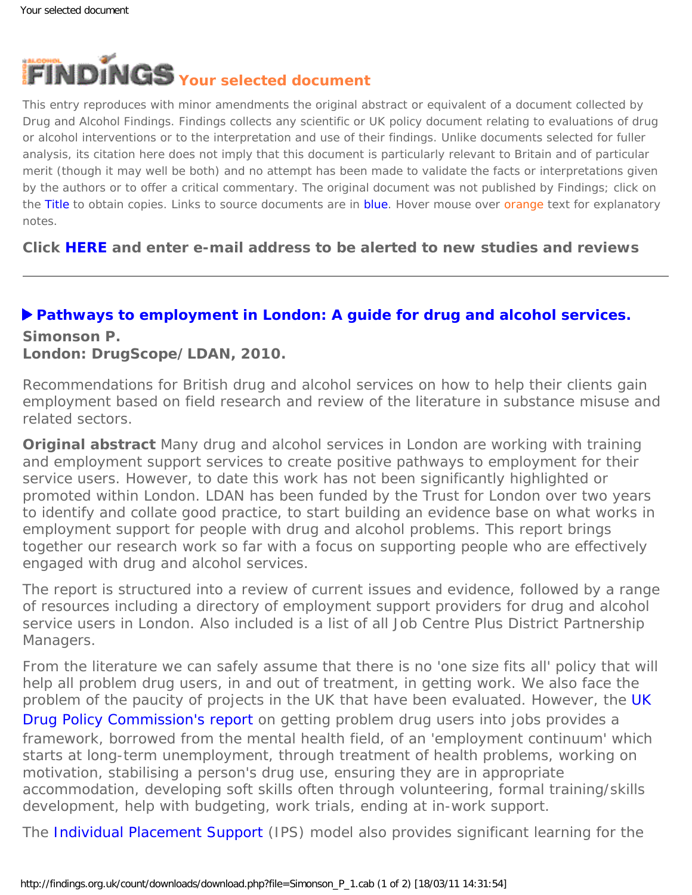# FINDINGS Your selected document

This entry reproduces with minor amendments the original abstract or equivalent of a document collected by Drug and Alcohol Findings. Findings collects any scientific or UK policy document relating to evaluations of drug or alcohol interventions or to the interpretation and use of their findings. Unlike documents selected for fuller analysis, its citation here does not imply that this document is particularly relevant to Britain and of particular merit (though it may well be both) and no attempt has been made to validate the facts or interpretations given by the authors or to offer a critical commentary. The original document was not published by Findings; click on the Title to obtain copies. Links to source documents are in blue. Hover mouse over orange text for explanatory notes.

**Click HERE and enter e-mail address to be alerted to new studies and reviews**

---

### ▶ Pathways to employment in London: A guide for drug and alcohol services.

**Simonson P.**
**London: DrugScope/ LDAN, 2010.**

Recommendations for British drug and alcohol services on how to help their clients gain employment based on field research and review of the literature in substance misuse and related sectors.

**Original abstract** Many drug and alcohol services in London are working with training and employment support services to create positive pathways to employment for their service users. However, to date this work has not been significantly highlighted or promoted within London. LDAN has been funded by the Trust for London over two years to identify and collate good practice, to start building an evidence base on what works in employment support for people with drug and alcohol problems. This report brings together our research work so far with a focus on supporting people who are effectively engaged with drug and alcohol services.

The report is structured into a review of current issues and evidence, followed by a range of resources including a directory of employment support providers for drug and alcohol service users in London. Also included is a list of all Job Centre Plus District Partnership Managers.

From the literature we can safely assume that there is no 'one size fits all' policy that will help all problem drug users, in and out of treatment, in getting work. We also face the problem of the paucity of projects in the UK that have been evaluated. However, the UK Drug Policy Commission's report on getting problem drug users into jobs provides a framework, borrowed from the mental health field, of an 'employment continuum' which starts at long-term unemployment, through treatment of health problems, working on motivation, stabilising a person's drug use, ensuring they are in appropriate accommodation, developing soft skills often through volunteering, formal training/skills development, help with budgeting, work trials, ending at in-work support.

The Individual Placement Support (IPS) model also provides significant learning for the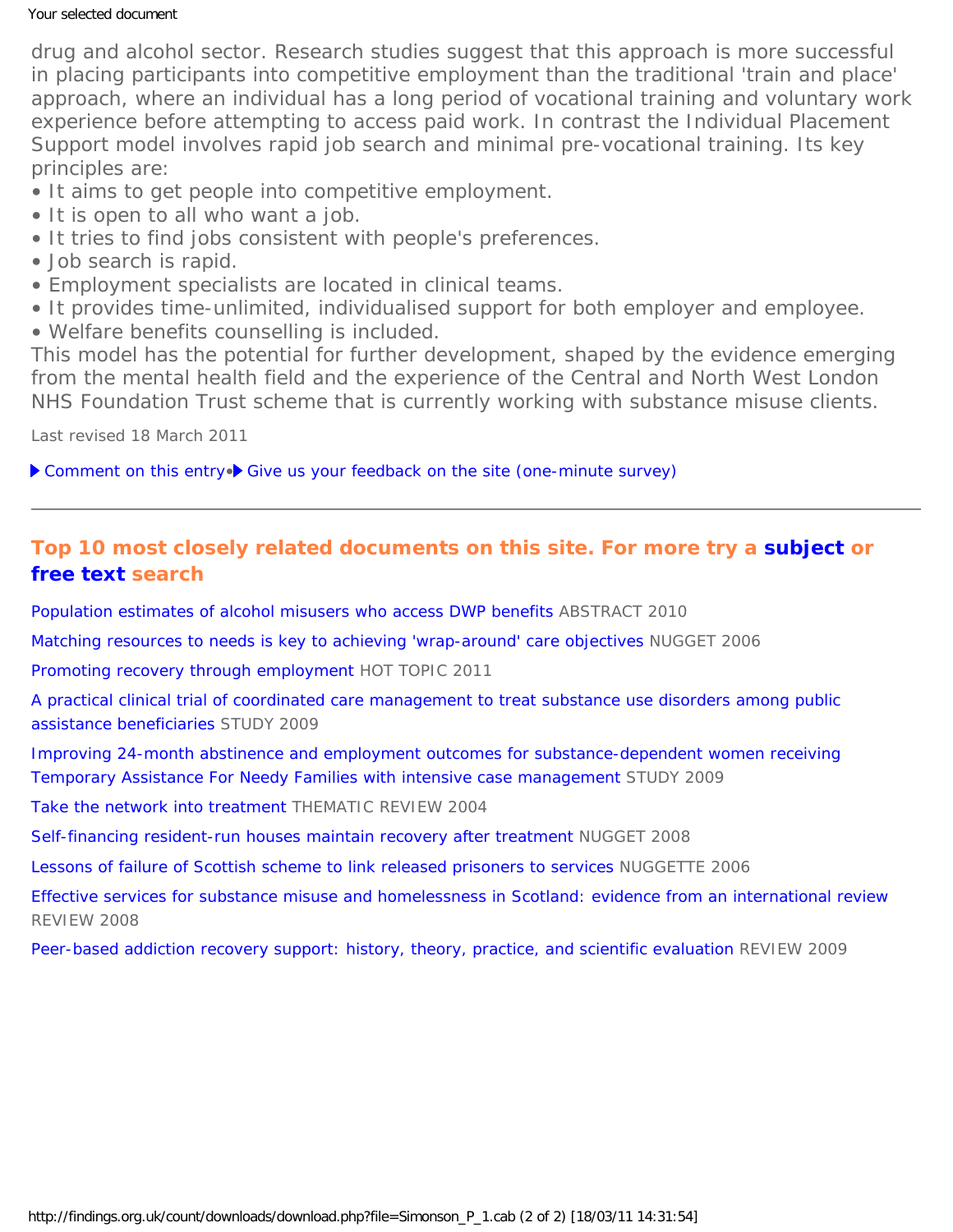drug and alcohol sector. Research studies suggest that this approach is more successful in placing participants into competitive employment than the traditional 'train and place' approach, where an individual has a long period of vocational training and voluntary work experience before attempting to access paid work. In contrast the Individual Placement Support model involves rapid job search and minimal pre-vocational training. Its key principles are:

- It aims to get people into competitive employment.
- It is open to all who want a job.
- It tries to find jobs consistent with people's preferences.
- Job search is rapid.
- Employment specialists are located in clinical teams.
- It provides time-unlimited, individualised support for both employer and employee.
- Welfare benefits counselling is included.

This model has the potential for further development, shaped by the evidence emerging from the mental health field and the experience of the Central and North West London NHS Foundation Trust scheme that is currently working with substance misuse clients.

Last revised 18 March 2011

▶ Comment on this entry • ▶ Give us your feedback on the site (one-minute survey)

---

## Top 10 most closely related documents on this site. For more try a subject or free text search

Population estimates of alcohol misusers who access DWP benefits ABSTRACT 2010

Matching resources to needs is key to achieving 'wrap-around' care objectives NUGGET 2006

Promoting recovery through employment HOT TOPIC 2011

A practical clinical trial of coordinated care management to treat substance use disorders among public assistance beneficiaries STUDY 2009

Improving 24-month abstinence and employment outcomes for substance-dependent women receiving Temporary Assistance For Needy Families with intensive case management STUDY 2009

Take the network into treatment THEMATIC REVIEW 2004

Self-financing resident-run houses maintain recovery after treatment NUGGET 2008

Lessons of failure of Scottish scheme to link released prisoners to services NUGGETTE 2006

Effective services for substance misuse and homelessness in Scotland: evidence from an international review REVIEW 2008

Peer-based addiction recovery support: history, theory, practice, and scientific evaluation REVIEW 2009